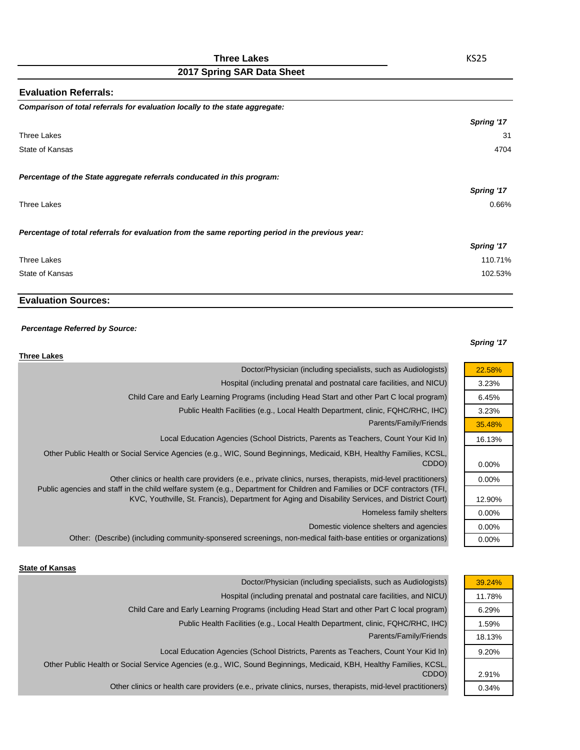# Three Lakes

KS25

## 2017 Spring SAR Data Sheet

### Evaluation Referrals:

***Comparison of total referrals for evaluation locally to the state aggregate:***

| | Spring '17 |
|---|---|
| Three Lakes | 31 |
| State of Kansas | 4704 |

***Percentage of the State aggregate referrals conducated in this program:***

| | Spring '17 |
|---|---|
| Three Lakes | 0.66% |

***Percentage of total referrals for evaluation from the same reporting period in the previous year:***

| | Spring '17 |
|---|---|
| Three Lakes | 110.71% |
| State of Kansas | 102.53% |

### Evaluation Sources:

***Percentage Referred by Source:***

**Three Lakes**

| Source | Spring '17 |
|---|---|
| Doctor/Physician (including specialists, such as Audiologists) | 22.58% |
| Hospital (including prenatal and postnatal care facilities, and NICU) | 3.23% |
| Child Care and Early Learning Programs (including Head Start and other Part C local program) | 6.45% |
| Public Health Facilities (e.g., Local Health Department, clinic, FQHC/RHC, IHC) | 3.23% |
| Parents/Family/Friends | 35.48% |
| Local Education Agencies (School Districts, Parents as Teachers, Count Your Kid In) | 16.13% |
| Other Public Health or Social Service Agencies (e.g., WIC, Sound Beginnings, Medicaid, KBH, Healthy Families, KCSL, CDDO) | 0.00% |
| Other clinics or health care providers (e.e., private clinics, nurses, therapists, mid-level practitioners) | 0.00% |
| Public agencies and staff in the child welfare system (e.g., Department for Children and Families or DCF contractors (TFI, KVC, Youthville, St. Francis), Department for Aging and Disability Services, and District Court) | 12.90% |
| Homeless family shelters | 0.00% |
| Domestic violence shelters and agencies | 0.00% |
| Other: (Describe) (including community-sponsered screenings, non-medical faith-base entities or organizations) | 0.00% |

**State of Kansas**

| Source | Spring '17 |
|---|---|
| Doctor/Physician (including specialists, such as Audiologists) | 39.24% |
| Hospital (including prenatal and postnatal care facilities, and NICU) | 11.78% |
| Child Care and Early Learning Programs (including Head Start and other Part C local program) | 6.29% |
| Public Health Facilities (e.g., Local Health Department, clinic, FQHC/RHC, IHC) | 1.59% |
| Parents/Family/Friends | 18.13% |
| Local Education Agencies (School Districts, Parents as Teachers, Count Your Kid In) | 9.20% |
| Other Public Health or Social Service Agencies (e.g., WIC, Sound Beginnings, Medicaid, KBH, Healthy Families, KCSL, CDDO) | 2.91% |
| Other clinics or health care providers (e.e., private clinics, nurses, therapists, mid-level practitioners) | 0.34% |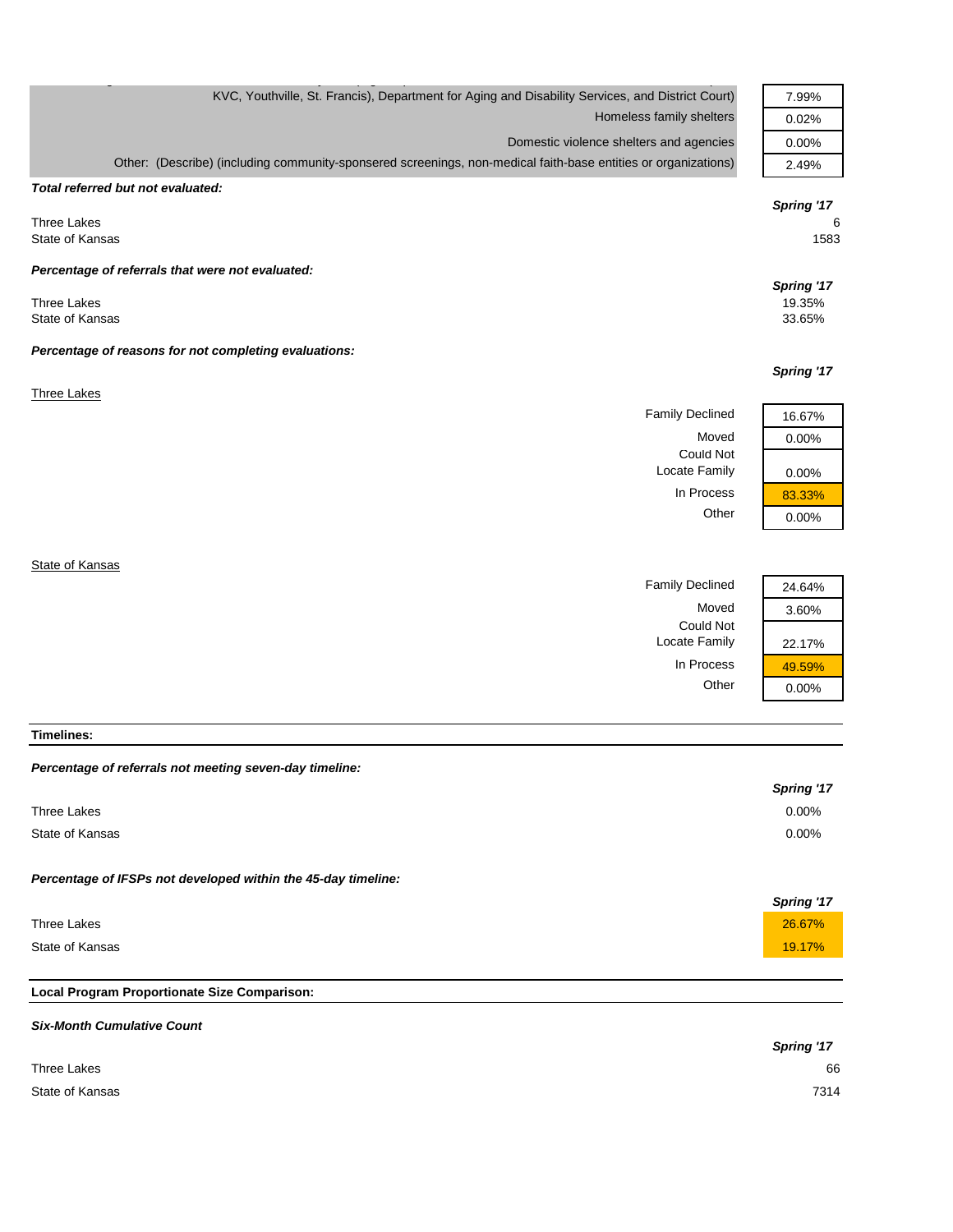| | |
|---|---|
| KVC, Youthville, St. Francis), Department for Aging and Disability Services, and District Court) | 7.99% |
| Homeless family shelters | 0.02% |
| Domestic violence shelters and agencies | 0.00% |
| Other: (Describe) (including community-sponsered screenings, non-medical faith-base entities or organizations) | 2.49% |

***Total referred but not evaluated:***

| | *Spring '17* |
|---|---|
| Three Lakes | 6 |
| State of Kansas | 1583 |

***Percentage of referrals that were not evaluated:***

| | *Spring '17* |
|---|---|
| Three Lakes | 19.35% |
| State of Kansas | 33.65% |

***Percentage of reasons for not completing evaluations:***

Three Lakes

| | *Spring '17* |
|---|---|
| Family Declined | 16.67% |
| Moved | 0.00% |
| Could Not Locate Family | 0.00% |
| In Process | 83.33% |
| Other | 0.00% |

State of Kansas

| | *Spring '17* |
|---|---|
| Family Declined | 24.64% |
| Moved | 3.60% |
| Could Not Locate Family | 22.17% |
| In Process | 49.59% |
| Other | 0.00% |

**Timelines:**

***Percentage of referrals not meeting seven-day timeline:***

| | *Spring '17* |
|---|---|
| Three Lakes | 0.00% |
| State of Kansas | 0.00% |

***Percentage of IFSPs not developed within the 45-day timeline:***

| | *Spring '17* |
|---|---|
| Three Lakes | 26.67% |
| State of Kansas | 19.17% |

**Local Program Proportionate Size Comparison:**

***Six-Month Cumulative Count***

| | *Spring '17* |
|---|---|
| Three Lakes | 66 |
| State of Kansas | 7314 |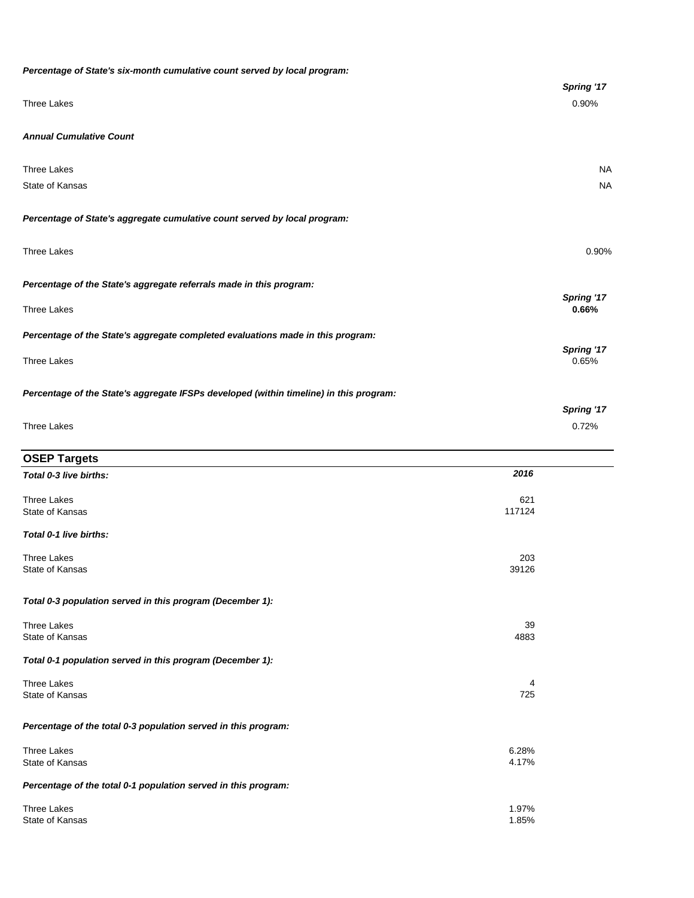***Percentage of State's six-month cumulative count served by local program:***

| | ***Spring '17*** |
|---|---|
| Three Lakes | 0.90% |

***Annual Cumulative Count***

| | |
|---|---|
| Three Lakes | NA |
| State of Kansas | NA |

***Percentage of State's aggregate cumulative count served by local program:***

| | |
|---|---|
| Three Lakes | 0.90% |

***Percentage of the State's aggregate referrals made in this program:***

| | ***Spring '17*** |
|---|---|
| Three Lakes | **0.66%** |

***Percentage of the State's aggregate completed evaluations made in this program:***

| | ***Spring '17*** |
|---|---|
| Three Lakes | 0.65% |

***Percentage of the State's aggregate IFSPs developed (within timeline) in this program:***

| | ***Spring '17*** |
|---|---|
| Three Lakes | 0.72% |

## OSEP Targets

| ***Total 0-3 live births:*** | ***2016*** |
|---|---|
| Three Lakes | 621 |
| State of Kansas | 117124 |
| ***Total 0-1 live births:*** | |
| Three Lakes | 203 |
| State of Kansas | 39126 |
| ***Total 0-3 population served in this program (December 1):*** | |
| Three Lakes | 39 |
| State of Kansas | 4883 |
| ***Total 0-1 population served in this program (December 1):*** | |
| Three Lakes | 4 |
| State of Kansas | 725 |
| ***Percentage of the total 0-3 population served in this program:*** | |
| Three Lakes | 6.28% |
| State of Kansas | 4.17% |
| ***Percentage of the total 0-1 population served in this program:*** | |
| Three Lakes | 1.97% |
| State of Kansas | 1.85% |